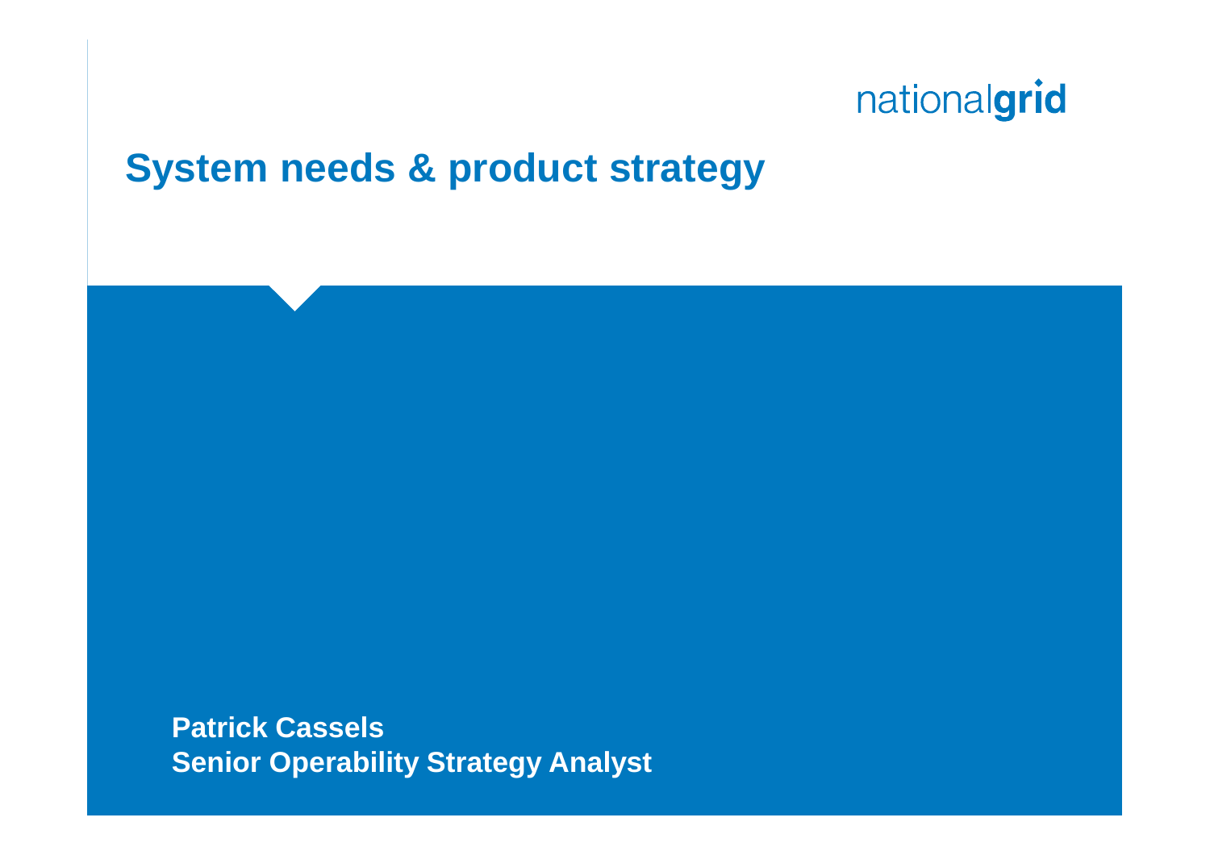nationalgrid

# System needs & product strategy

**Patrick Cassels**
**Senior Operability Strategy Analyst**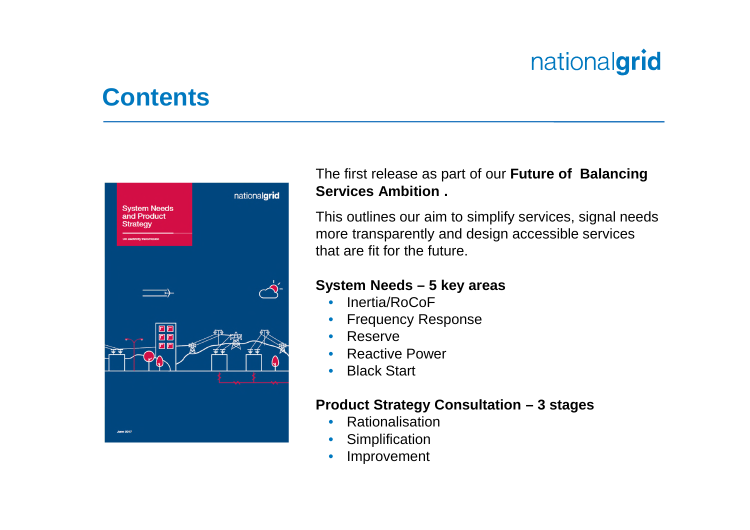# Contents

The first release as part of our **Future of Balancing Services Ambition .**

This outlines our aim to simplify services, signal needs more transparently and design accessible services that are fit for the future.

**System Needs – 5 key areas**

- Inertia/RoCoF
- Frequency Response
- Reserve
- Reactive Power
- Black Start

**Product Strategy Consultation – 3 stages**

- Rationalisation
- Simplification
- Improvement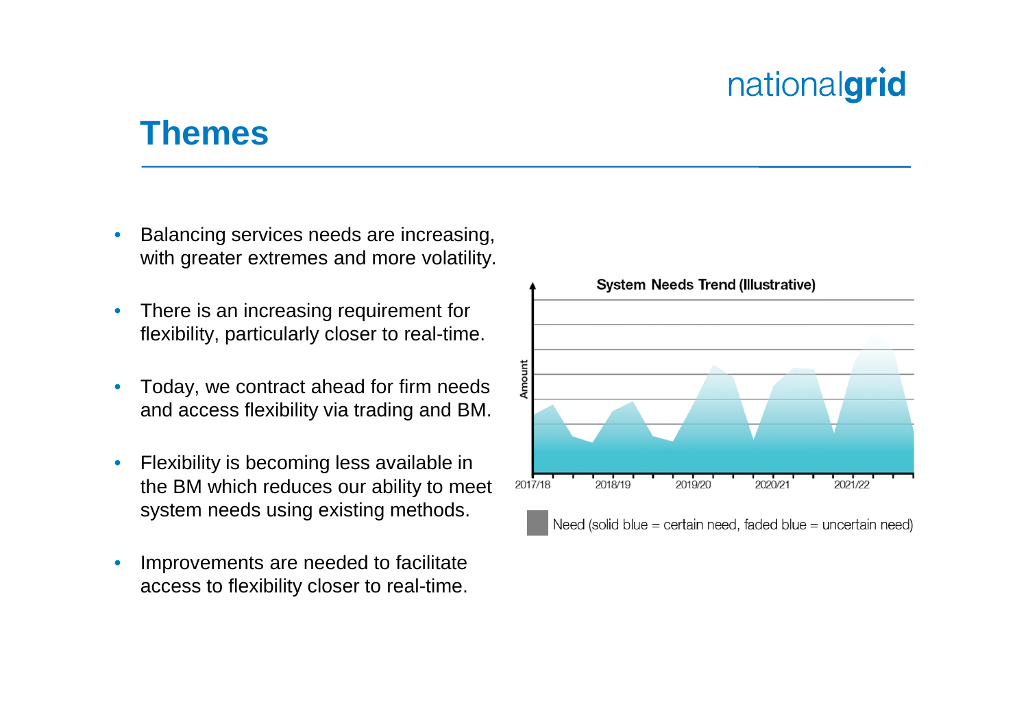# Themes

- Balancing services needs are increasing, with greater extremes and more volatility.
- There is an increasing requirement for flexibility, particularly closer to real-time.
- Today, we contract ahead for firm needs and access flexibility via trading and BM.
- Flexibility is becoming less available in the BM which reduces our ability to meet system needs using existing methods.
- Improvements are needed to facilitate access to flexibility closer to real-time.

**System Needs Trend (Illustrative)**

Amount

2017/18 2018/19 2019/20 2020/21 2021/22

Need (solid blue = certain need, faded blue = uncertain need)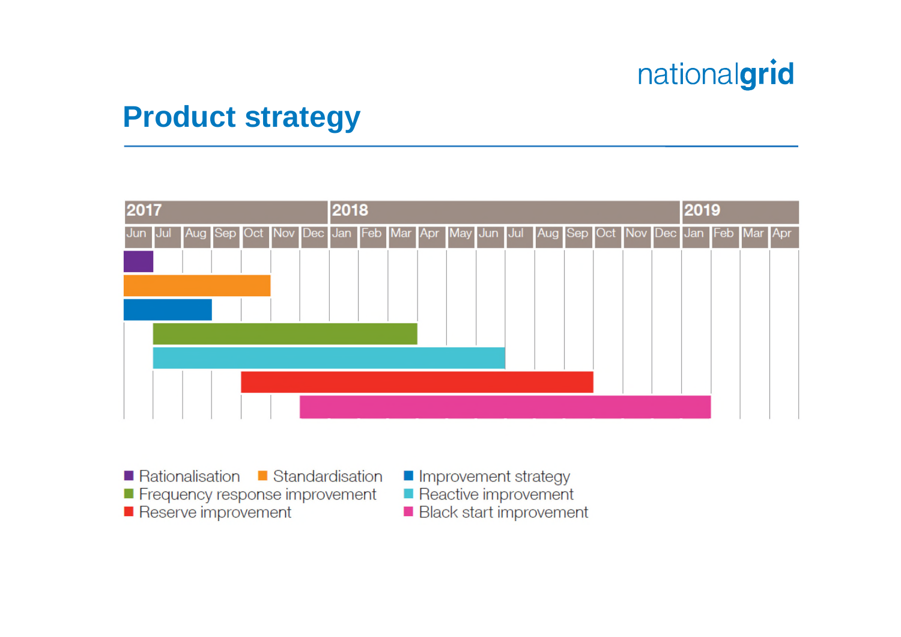# Product strategy

| 2017 | | | | | | | 2018 | | | | | | | | | | | | | 2019 | | | |
|---|---|---|---|---|---|---|---|---|---|---|---|---|---|---|---|---|---|---|---|---|---|---|---|
| Jun | Jul | Aug | Sep | Oct | Nov | Dec | Jan | Feb | Mar | Apr | May | Jun | Jul | Aug | Sep | Oct | Nov | Dec | Jan | Feb | Mar | Apr | |

- Rationalisation
- Standardisation
- Improvement strategy
- Frequency response improvement
- Reactive improvement
- Reserve improvement
- Black start improvement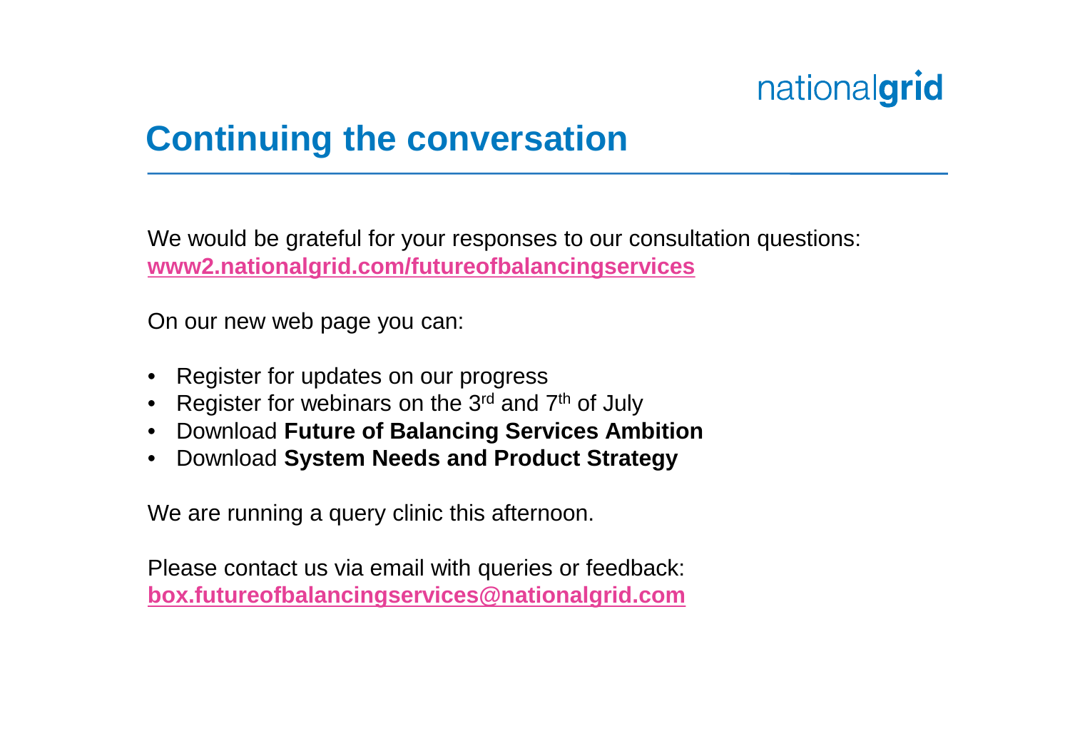# Continuing the conversation

We would be grateful for your responses to our consultation questions:
**www2.nationalgrid.com/futureofbalancingservices**

On our new web page you can:

- Register for updates on our progress
- Register for webinars on the 3rd and 7th of July
- Download **Future of Balancing Services Ambition**
- Download **System Needs and Product Strategy**

We are running a query clinic this afternoon.

Please contact us via email with queries or feedback:
**box.futureofbalancingservices@nationalgrid.com**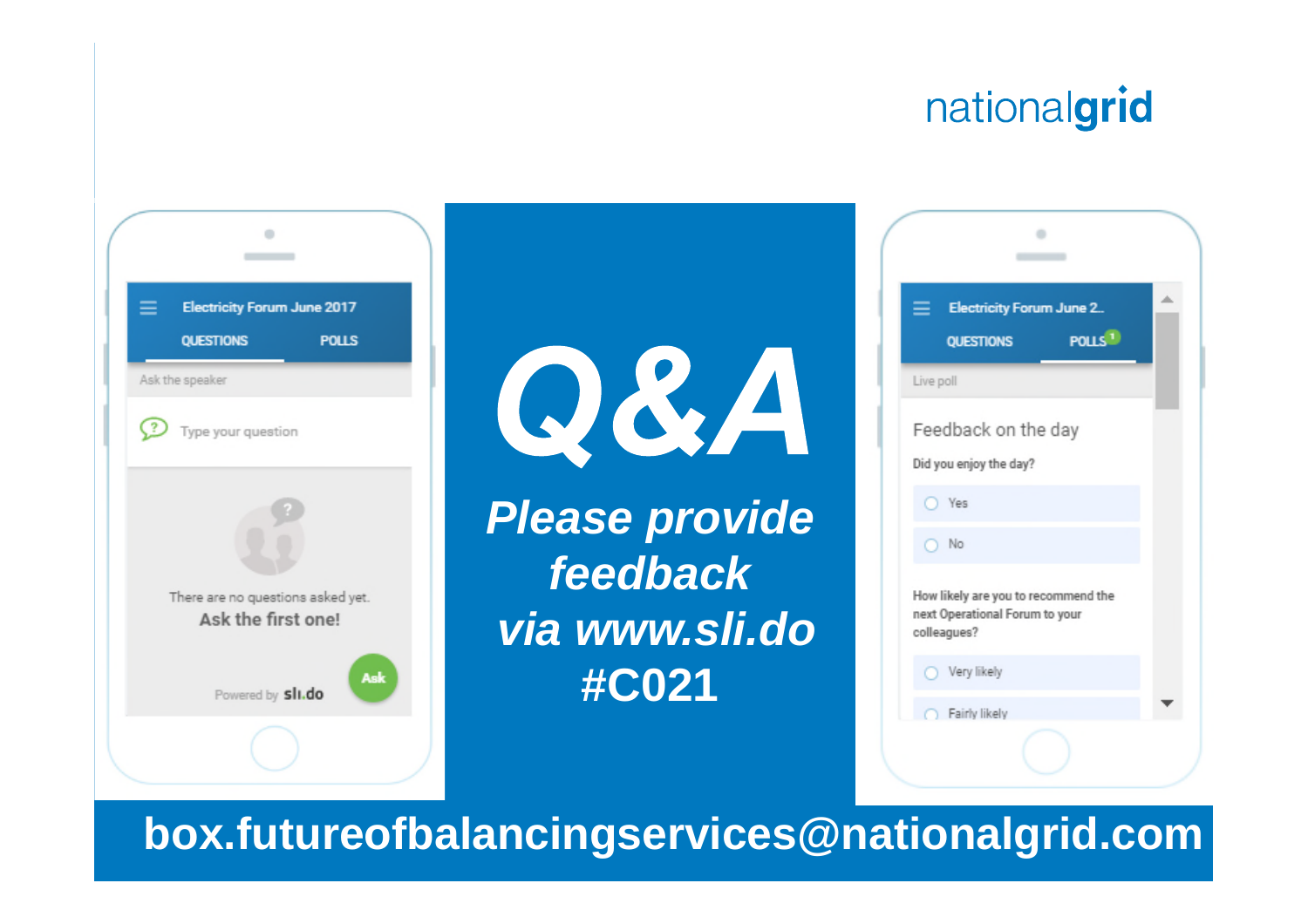nationalgrid

# Q&A

***Please provide feedback via www.sli.do***

**#C021**

Electricity Forum June 2017

QUESTIONS POLLS

Ask the speaker

Type your question

There are no questions asked yet.
Ask the first one!

Ask

Powered by sli.do

Electricity Forum June 2...

QUESTIONS POLLS 1

Live poll

Feedback on the day

Did you enjoy the day?

- Yes
- No

How likely are you to recommend the next Operational Forum to your colleagues?

- Very likely
- Fairly likely

**box.futureofbalancingservices@nationalgrid.com**